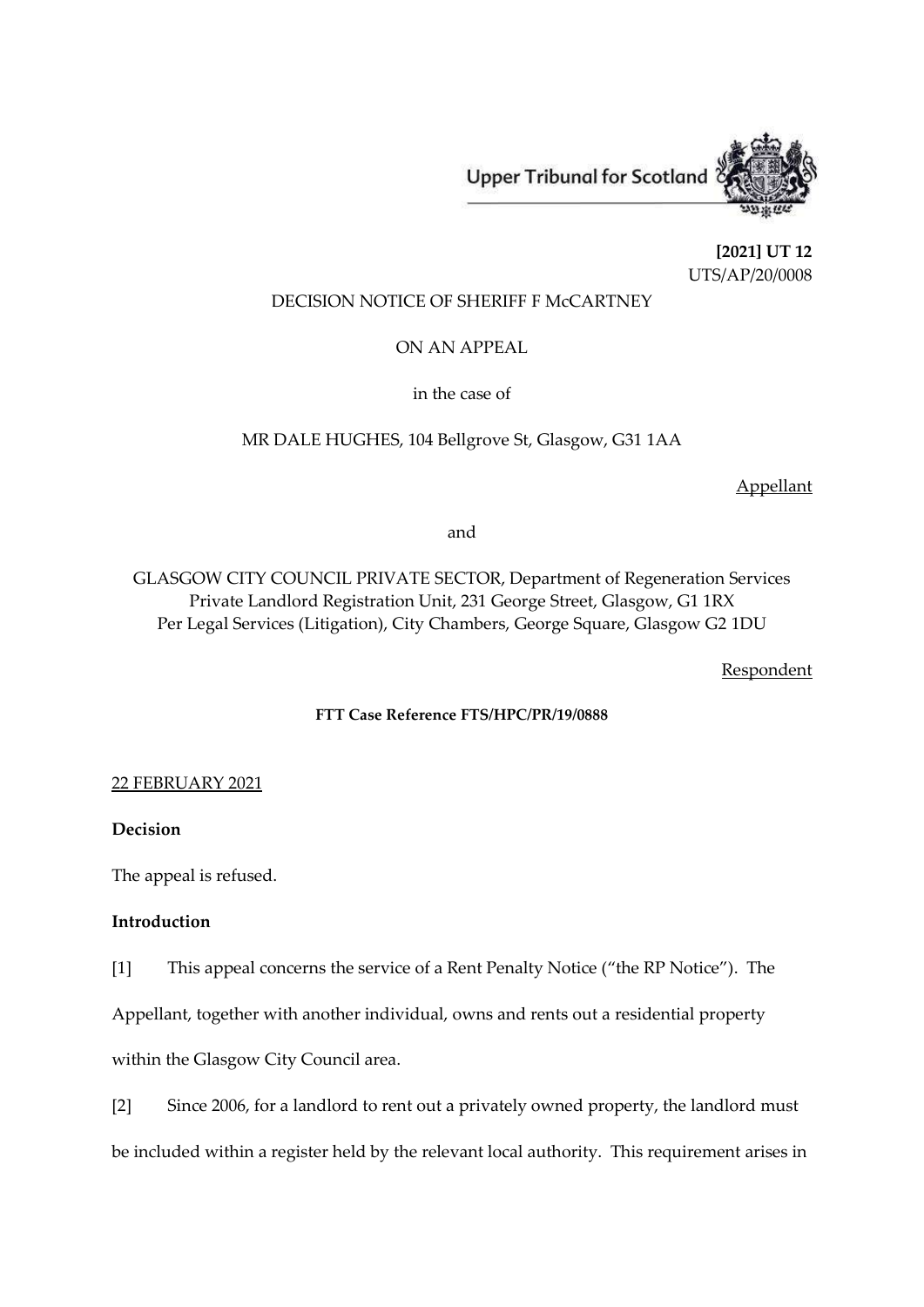Upper Tribunal for Scotland

**[2021] UT 12**
UTS/AP/20/0008

DECISION NOTICE OF SHERIFF F McCARTNEY

ON AN APPEAL

in the case of

MR DALE HUGHES, 104 Bellgrove St, Glasgow, G31 1AA

Appellant

and

GLASGOW CITY COUNCIL PRIVATE SECTOR, Department of Regeneration Services
Private Landlord Registration Unit, 231 George Street, Glasgow, G1 1RX
Per Legal Services (Litigation), City Chambers, George Square, Glasgow G2 1DU

Respondent

**FTT Case Reference FTS/HPC/PR/19/0888**

22 FEBRUARY 2021

**Decision**

The appeal is refused.

**Introduction**

[1] This appeal concerns the service of a Rent Penalty Notice ("the RP Notice"). The Appellant, together with another individual, owns and rents out a residential property within the Glasgow City Council area.

[2] Since 2006, for a landlord to rent out a privately owned property, the landlord must be included within a register held by the relevant local authority. This requirement arises in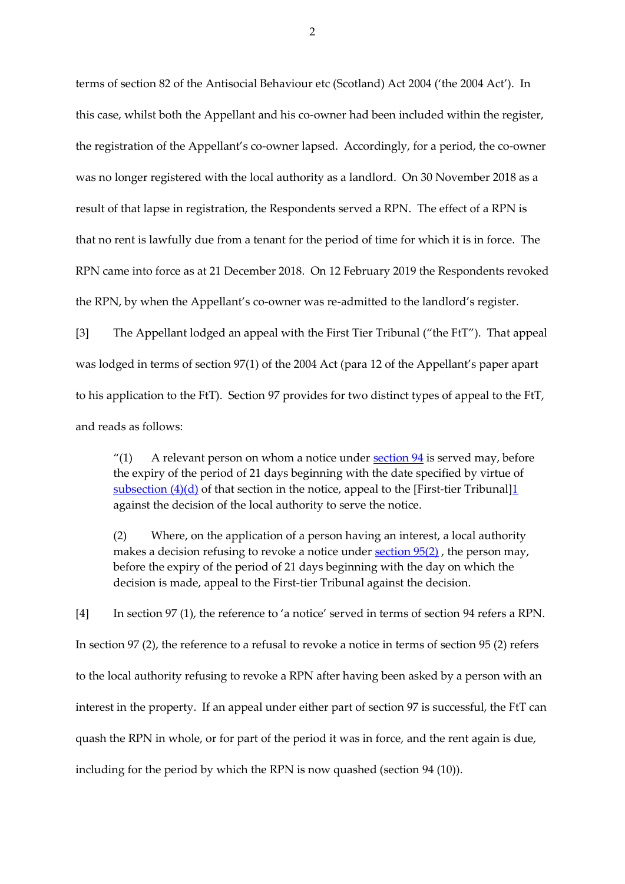terms of section 82 of the Antisocial Behaviour etc (Scotland) Act 2004 ('the 2004 Act'). In this case, whilst both the Appellant and his co-owner had been included within the register, the registration of the Appellant's co-owner lapsed. Accordingly, for a period, the co-owner was no longer registered with the local authority as a landlord. On 30 November 2018 as a result of that lapse in registration, the Respondents served a RPN. The effect of a RPN is that no rent is lawfully due from a tenant for the period of time for which it is in force. The RPN came into force as at 21 December 2018. On 12 February 2019 the Respondents revoked the RPN, by when the Appellant's co-owner was re-admitted to the landlord's register.

[3] The Appellant lodged an appeal with the First Tier Tribunal ("the FtT"). That appeal was lodged in terms of section 97(1) of the 2004 Act (para 12 of the Appellant's paper apart to his application to the FtT). Section 97 provides for two distinct types of appeal to the FtT, and reads as follows:

> "(1) A relevant person on whom a notice under section 94 is served may, before the expiry of the period of 21 days beginning with the date specified by virtue of subsection (4)(d) of that section in the notice, appeal to the [First-tier Tribunal][1] against the decision of the local authority to serve the notice.
>
> (2) Where, on the application of a person having an interest, a local authority makes a decision refusing to revoke a notice under section 95(2) , the person may, before the expiry of the period of 21 days beginning with the day on which the decision is made, appeal to the First-tier Tribunal against the decision.

[4] In section 97 (1), the reference to 'a notice' served in terms of section 94 refers a RPN. In section 97 (2), the reference to a refusal to revoke a notice in terms of section 95 (2) refers to the local authority refusing to revoke a RPN after having been asked by a person with an interest in the property. If an appeal under either part of section 97 is successful, the FtT can quash the RPN in whole, or for part of the period it was in force, and the rent again is due, including for the period by which the RPN is now quashed (section 94 (10)).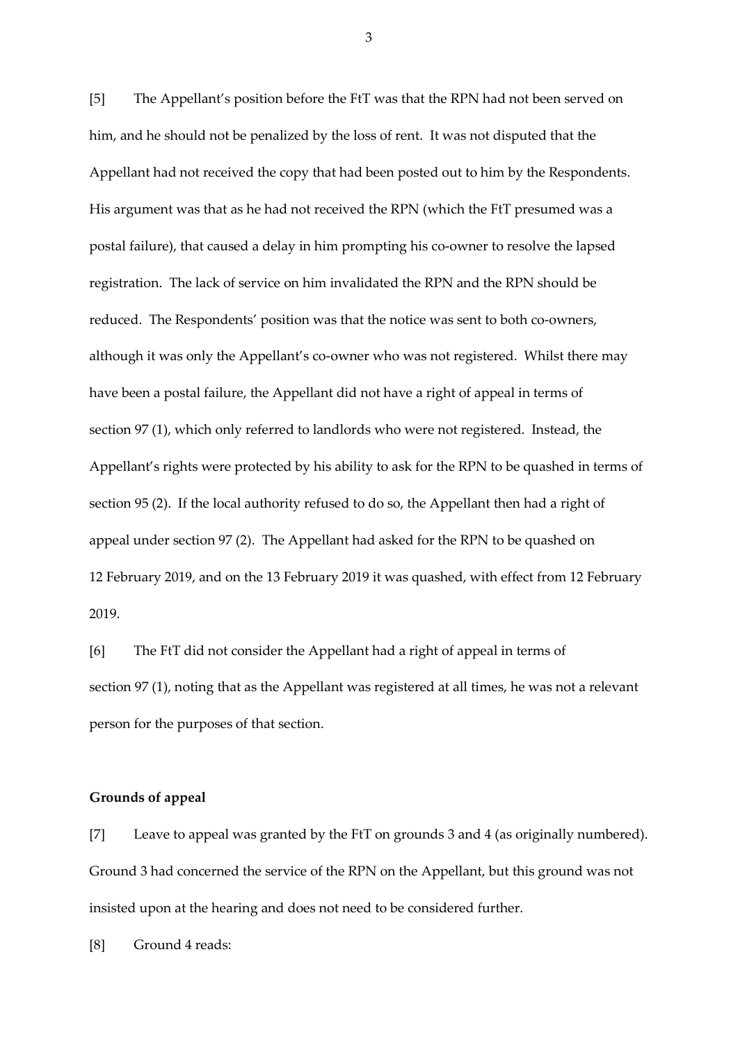[5] The Appellant's position before the FtT was that the RPN had not been served on him, and he should not be penalized by the loss of rent. It was not disputed that the Appellant had not received the copy that had been posted out to him by the Respondents. His argument was that as he had not received the RPN (which the FtT presumed was a postal failure), that caused a delay in him prompting his co-owner to resolve the lapsed registration. The lack of service on him invalidated the RPN and the RPN should be reduced. The Respondents' position was that the notice was sent to both co-owners, although it was only the Appellant's co-owner who was not registered. Whilst there may have been a postal failure, the Appellant did not have a right of appeal in terms of section 97 (1), which only referred to landlords who were not registered. Instead, the Appellant's rights were protected by his ability to ask for the RPN to be quashed in terms of section 95 (2). If the local authority refused to do so, the Appellant then had a right of appeal under section 97 (2). The Appellant had asked for the RPN to be quashed on 12 February 2019, and on the 13 February 2019 it was quashed, with effect from 12 February 2019.

[6] The FtT did not consider the Appellant had a right of appeal in terms of section 97 (1), noting that as the Appellant was registered at all times, he was not a relevant person for the purposes of that section.

## Grounds of appeal

[7] Leave to appeal was granted by the FtT on grounds 3 and 4 (as originally numbered). Ground 3 had concerned the service of the RPN on the Appellant, but this ground was not insisted upon at the hearing and does not need to be considered further.

[8] Ground 4 reads: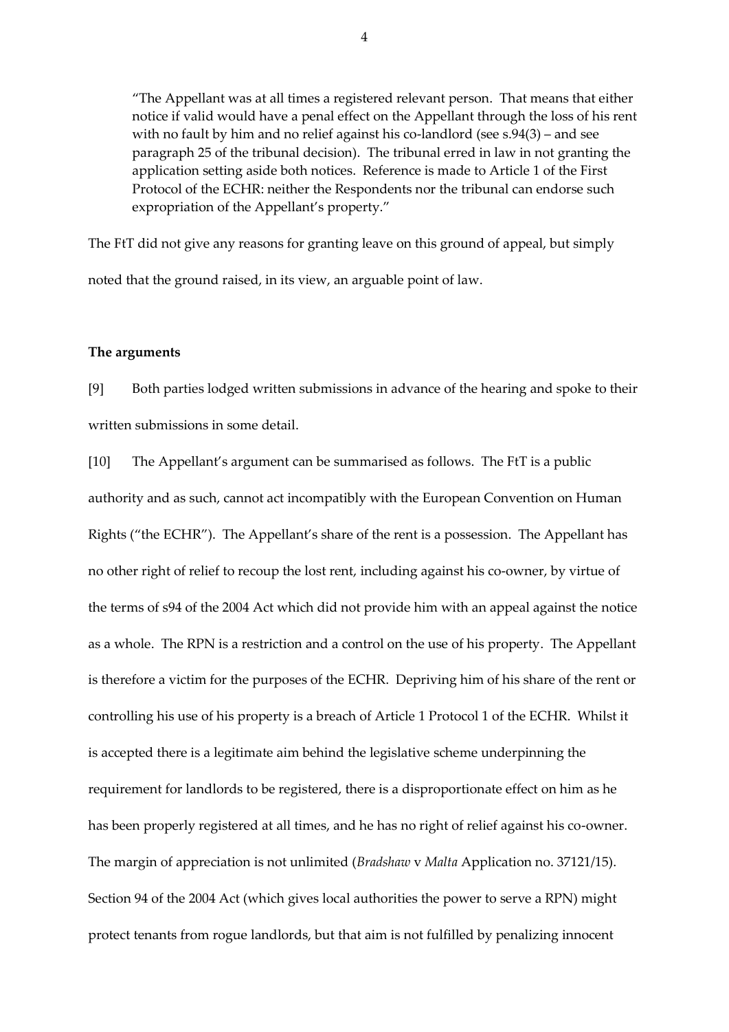> "The Appellant was at all times a registered relevant person. That means that either notice if valid would have a penal effect on the Appellant through the loss of his rent with no fault by him and no relief against his co-landlord (see s.94(3) – and see paragraph 25 of the tribunal decision). The tribunal erred in law in not granting the application setting aside both notices. Reference is made to Article 1 of the First Protocol of the ECHR: neither the Respondents nor the tribunal can endorse such expropriation of the Appellant's property."

The FtT did not give any reasons for granting leave on this ground of appeal, but simply noted that the ground raised, in its view, an arguable point of law.

**The arguments**

[9] Both parties lodged written submissions in advance of the hearing and spoke to their written submissions in some detail.

[10] The Appellant's argument can be summarised as follows. The FtT is a public authority and as such, cannot act incompatibly with the European Convention on Human Rights ("the ECHR"). The Appellant's share of the rent is a possession. The Appellant has no other right of relief to recoup the lost rent, including against his co-owner, by virtue of the terms of s94 of the 2004 Act which did not provide him with an appeal against the notice as a whole. The RPN is a restriction and a control on the use of his property. The Appellant is therefore a victim for the purposes of the ECHR. Depriving him of his share of the rent or controlling his use of his property is a breach of Article 1 Protocol 1 of the ECHR. Whilst it is accepted there is a legitimate aim behind the legislative scheme underpinning the requirement for landlords to be registered, there is a disproportionate effect on him as he has been properly registered at all times, and he has no right of relief against his co-owner. The margin of appreciation is not unlimited (*Bradshaw* v *Malta* Application no. 37121/15). Section 94 of the 2004 Act (which gives local authorities the power to serve a RPN) might protect tenants from rogue landlords, but that aim is not fulfilled by penalizing innocent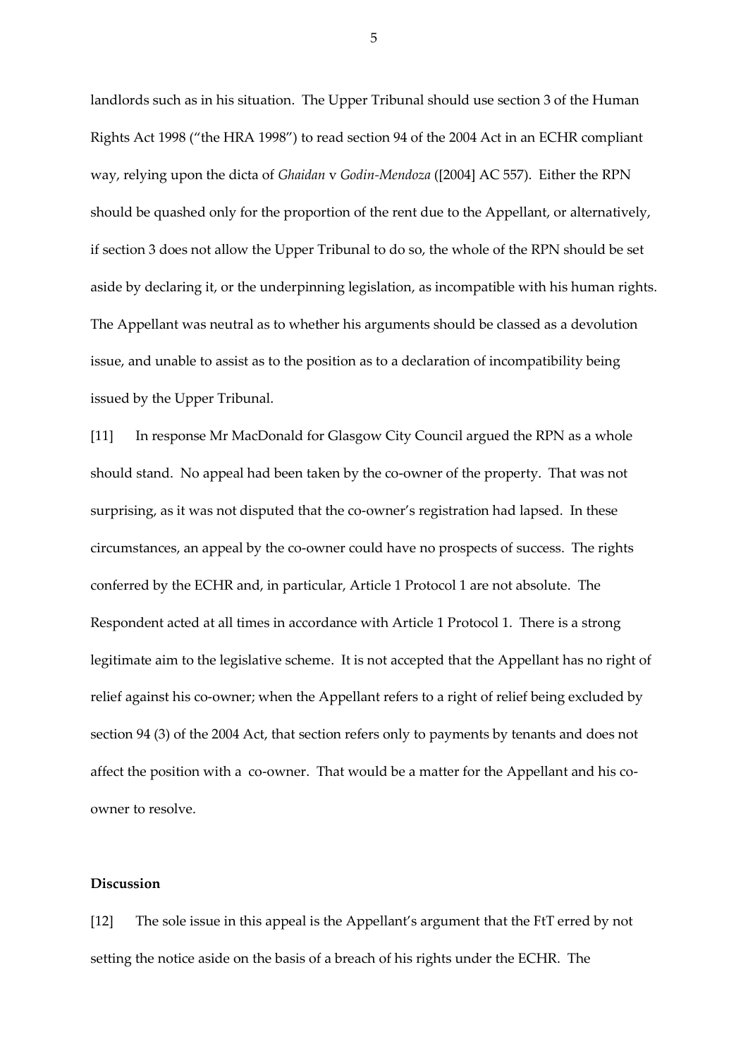landlords such as in his situation. The Upper Tribunal should use section 3 of the Human Rights Act 1998 ("the HRA 1998") to read section 94 of the 2004 Act in an ECHR compliant way, relying upon the dicta of *Ghaidan* v *Godin-Mendoza* ([2004] AC 557). Either the RPN should be quashed only for the proportion of the rent due to the Appellant, or alternatively, if section 3 does not allow the Upper Tribunal to do so, the whole of the RPN should be set aside by declaring it, or the underpinning legislation, as incompatible with his human rights. The Appellant was neutral as to whether his arguments should be classed as a devolution issue, and unable to assist as to the position as to a declaration of incompatibility being issued by the Upper Tribunal.

[11] In response Mr MacDonald for Glasgow City Council argued the RPN as a whole should stand. No appeal had been taken by the co-owner of the property. That was not surprising, as it was not disputed that the co-owner's registration had lapsed. In these circumstances, an appeal by the co-owner could have no prospects of success. The rights conferred by the ECHR and, in particular, Article 1 Protocol 1 are not absolute. The Respondent acted at all times in accordance with Article 1 Protocol 1. There is a strong legitimate aim to the legislative scheme. It is not accepted that the Appellant has no right of relief against his co-owner; when the Appellant refers to a right of relief being excluded by section 94 (3) of the 2004 Act, that section refers only to payments by tenants and does not affect the position with a co-owner. That would be a matter for the Appellant and his co-owner to resolve.

**Discussion**

[12] The sole issue in this appeal is the Appellant's argument that the FtT erred by not setting the notice aside on the basis of a breach of his rights under the ECHR. The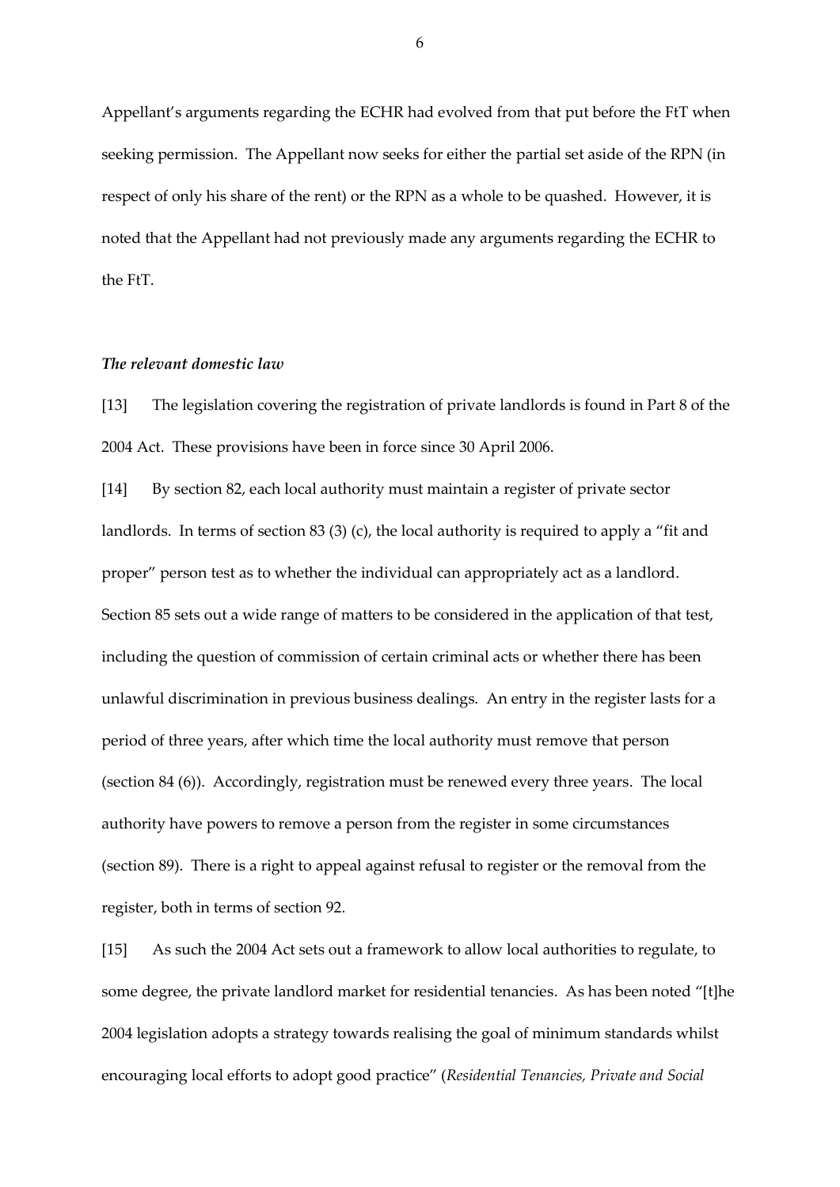Appellant's arguments regarding the ECHR had evolved from that put before the FtT when seeking permission. The Appellant now seeks for either the partial set aside of the RPN (in respect of only his share of the rent) or the RPN as a whole to be quashed. However, it is noted that the Appellant had not previously made any arguments regarding the ECHR to the FtT.

***The relevant domestic law***

[13] The legislation covering the registration of private landlords is found in Part 8 of the 2004 Act. These provisions have been in force since 30 April 2006.

[14] By section 82, each local authority must maintain a register of private sector landlords. In terms of section 83 (3) (c), the local authority is required to apply a "fit and proper" person test as to whether the individual can appropriately act as a landlord. Section 85 sets out a wide range of matters to be considered in the application of that test, including the question of commission of certain criminal acts or whether there has been unlawful discrimination in previous business dealings. An entry in the register lasts for a period of three years, after which time the local authority must remove that person (section 84 (6)). Accordingly, registration must be renewed every three years. The local authority have powers to remove a person from the register in some circumstances (section 89). There is a right to appeal against refusal to register or the removal from the register, both in terms of section 92.

[15] As such the 2004 Act sets out a framework to allow local authorities to regulate, to some degree, the private landlord market for residential tenancies. As has been noted "[t]he 2004 legislation adopts a strategy towards realising the goal of minimum standards whilst encouraging local efforts to adopt good practice" (*Residential Tenancies, Private and Social*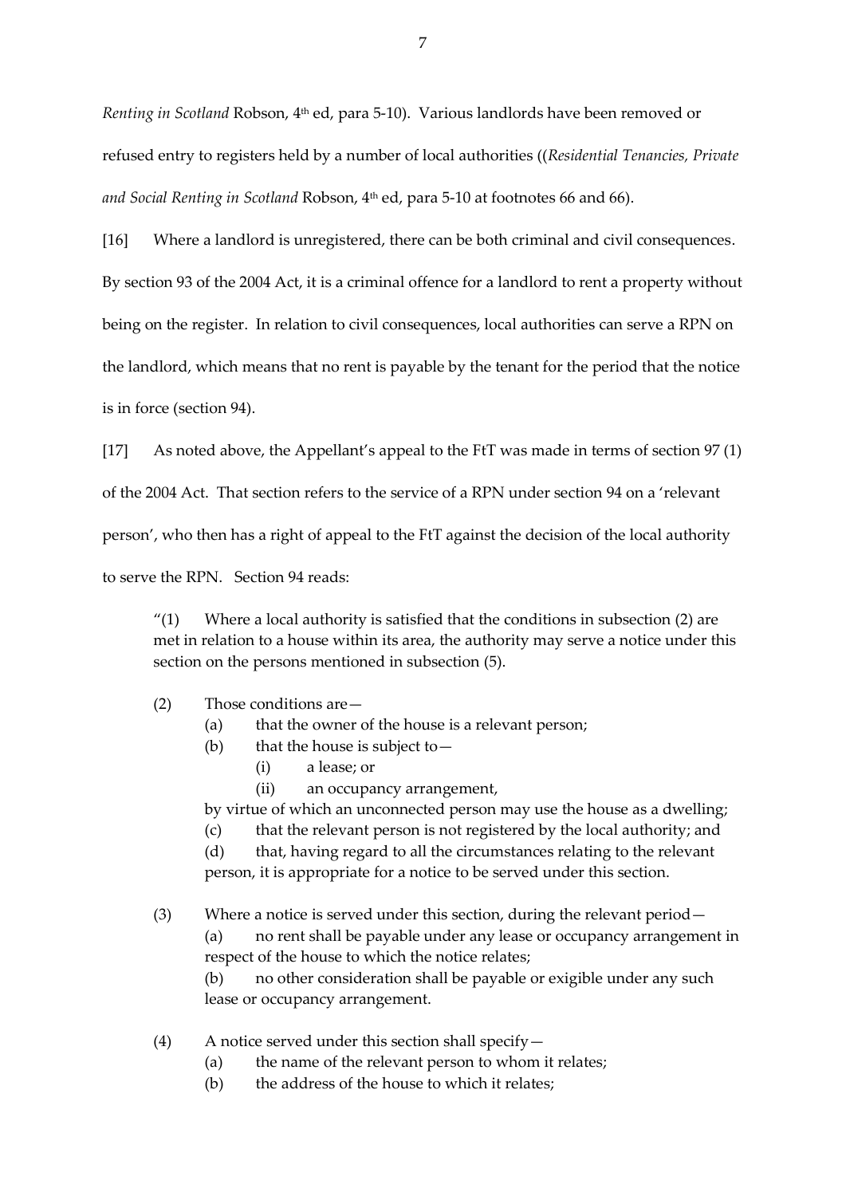*Renting in Scotland* Robson, 4th ed, para 5-10). Various landlords have been removed or refused entry to registers held by a number of local authorities ((*Residential Tenancies, Private and Social Renting in Scotland* Robson, 4th ed, para 5-10 at footnotes 66 and 66).

[16] Where a landlord is unregistered, there can be both criminal and civil consequences. By section 93 of the 2004 Act, it is a criminal offence for a landlord to rent a property without being on the register. In relation to civil consequences, local authorities can serve a RPN on the landlord, which means that no rent is payable by the tenant for the period that the notice is in force (section 94).

[17] As noted above, the Appellant's appeal to the FtT was made in terms of section 97 (1) of the 2004 Act. That section refers to the service of a RPN under section 94 on a 'relevant person', who then has a right of appeal to the FtT against the decision of the local authority to serve the RPN. Section 94 reads:

> "(1) Where a local authority is satisfied that the conditions in subsection (2) are met in relation to a house within its area, the authority may serve a notice under this section on the persons mentioned in subsection (5).
>
> (2) Those conditions are—
> (a) that the owner of the house is a relevant person;
> (b) that the house is subject to—
> (i) a lease; or
> (ii) an occupancy arrangement,
> by virtue of which an unconnected person may use the house as a dwelling;
> (c) that the relevant person is not registered by the local authority; and
> (d) that, having regard to all the circumstances relating to the relevant person, it is appropriate for a notice to be served under this section.
>
> (3) Where a notice is served under this section, during the relevant period—
> (a) no rent shall be payable under any lease or occupancy arrangement in respect of the house to which the notice relates;
> (b) no other consideration shall be payable or exigible under any such lease or occupancy arrangement.
>
> (4) A notice served under this section shall specify—
> (a) the name of the relevant person to whom it relates;
> (b) the address of the house to which it relates;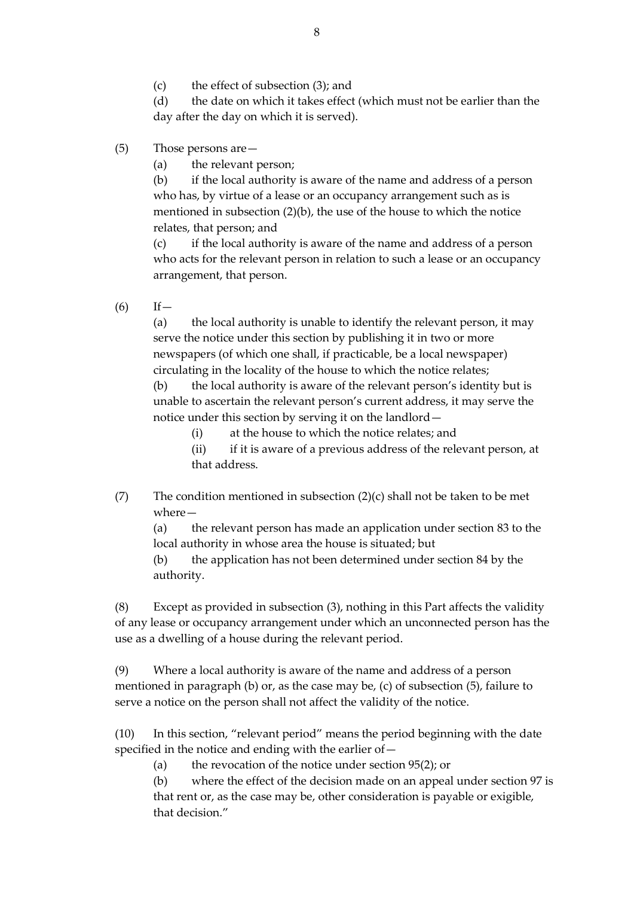(c) the effect of subsection (3); and

(d) the date on which it takes effect (which must not be earlier than the day after the day on which it is served).

(5) Those persons are—

(a) the relevant person;

(b) if the local authority is aware of the name and address of a person who has, by virtue of a lease or an occupancy arrangement such as is mentioned in subsection (2)(b), the use of the house to which the notice relates, that person; and

(c) if the local authority is aware of the name and address of a person who acts for the relevant person in relation to such a lease or an occupancy arrangement, that person.

(6) If—

(a) the local authority is unable to identify the relevant person, it may serve the notice under this section by publishing it in two or more newspapers (of which one shall, if practicable, be a local newspaper) circulating in the locality of the house to which the notice relates;

(b) the local authority is aware of the relevant person's identity but is unable to ascertain the relevant person's current address, it may serve the notice under this section by serving it on the landlord—

(i) at the house to which the notice relates; and

(ii) if it is aware of a previous address of the relevant person, at that address.

(7) The condition mentioned in subsection (2)(c) shall not be taken to be met where—

(a) the relevant person has made an application under section 83 to the local authority in whose area the house is situated; but

(b) the application has not been determined under section 84 by the authority.

(8) Except as provided in subsection (3), nothing in this Part affects the validity of any lease or occupancy arrangement under which an unconnected person has the use as a dwelling of a house during the relevant period.

(9) Where a local authority is aware of the name and address of a person mentioned in paragraph (b) or, as the case may be, (c) of subsection (5), failure to serve a notice on the person shall not affect the validity of the notice.

(10) In this section, "relevant period" means the period beginning with the date specified in the notice and ending with the earlier of—

(a) the revocation of the notice under section 95(2); or

(b) where the effect of the decision made on an appeal under section 97 is that rent or, as the case may be, other consideration is payable or exigible, that decision."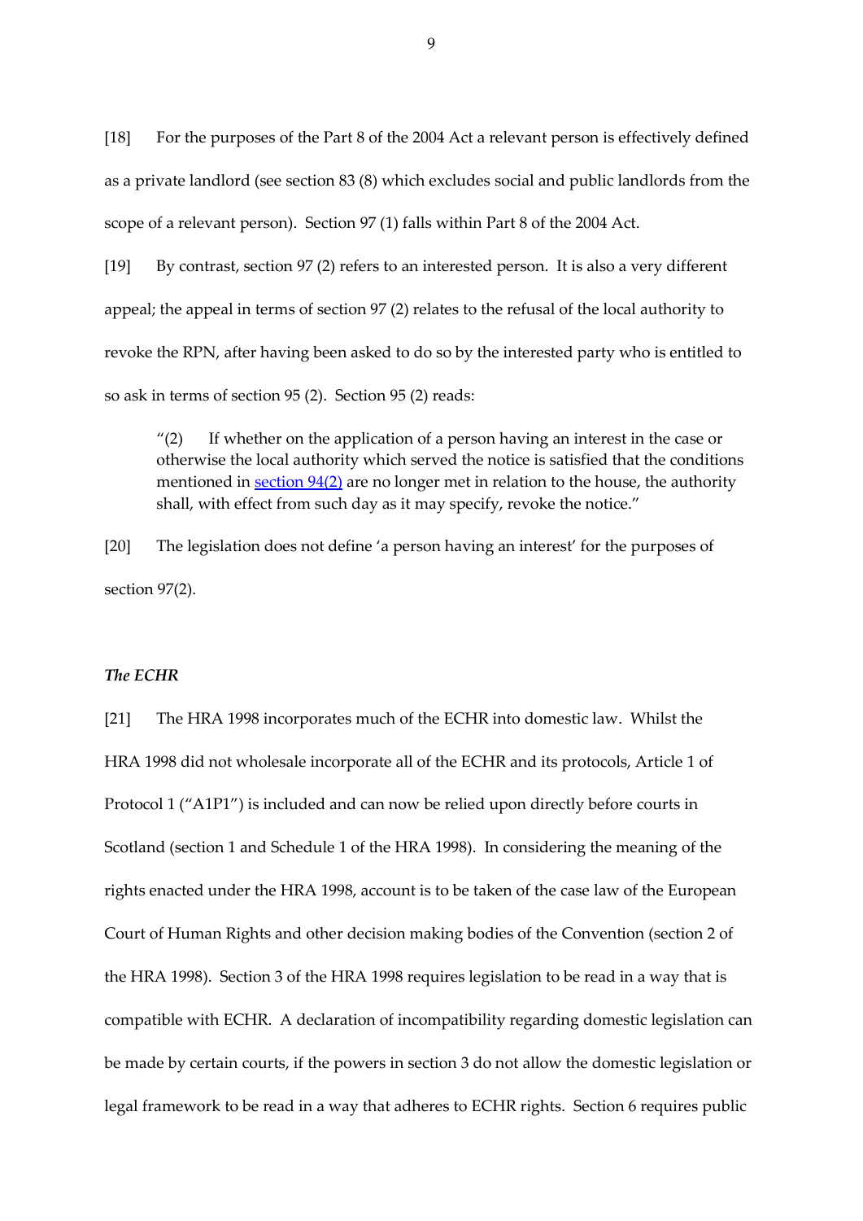[18] For the purposes of the Part 8 of the 2004 Act a relevant person is effectively defined as a private landlord (see section 83 (8) which excludes social and public landlords from the scope of a relevant person). Section 97 (1) falls within Part 8 of the 2004 Act.

[19] By contrast, section 97 (2) refers to an interested person. It is also a very different appeal; the appeal in terms of section 97 (2) relates to the refusal of the local authority to revoke the RPN, after having been asked to do so by the interested party who is entitled to so ask in terms of section 95 (2). Section 95 (2) reads:

> "(2) If whether on the application of a person having an interest in the case or otherwise the local authority which served the notice is satisfied that the conditions mentioned in section 94(2) are no longer met in relation to the house, the authority shall, with effect from such day as it may specify, revoke the notice."

[20] The legislation does not define 'a person having an interest' for the purposes of section 97(2).

### *The ECHR*

[21] The HRA 1998 incorporates much of the ECHR into domestic law. Whilst the HRA 1998 did not wholesale incorporate all of the ECHR and its protocols, Article 1 of Protocol 1 ("A1P1") is included and can now be relied upon directly before courts in Scotland (section 1 and Schedule 1 of the HRA 1998). In considering the meaning of the rights enacted under the HRA 1998, account is to be taken of the case law of the European Court of Human Rights and other decision making bodies of the Convention (section 2 of the HRA 1998). Section 3 of the HRA 1998 requires legislation to be read in a way that is compatible with ECHR. A declaration of incompatibility regarding domestic legislation can be made by certain courts, if the powers in section 3 do not allow the domestic legislation or legal framework to be read in a way that adheres to ECHR rights. Section 6 requires public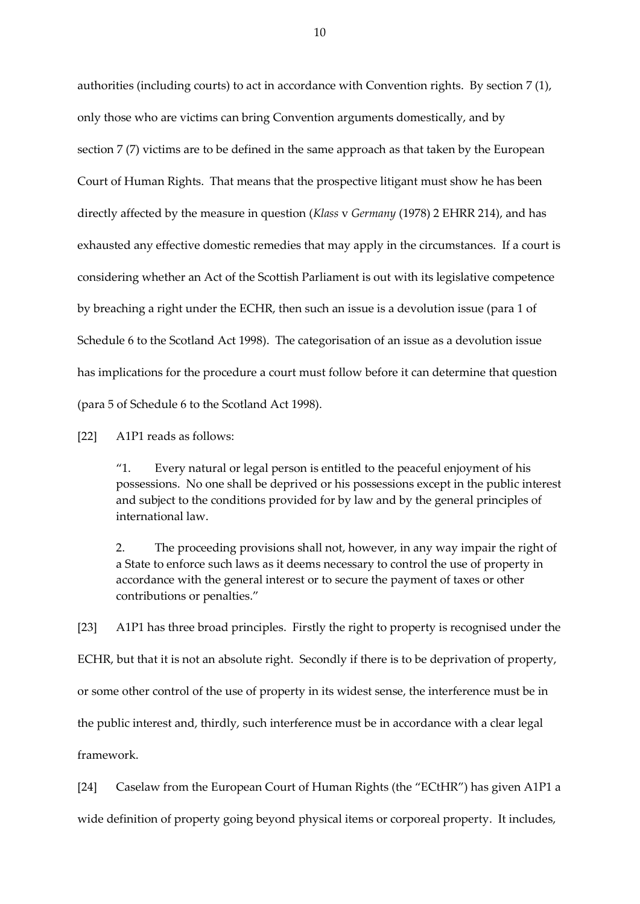authorities (including courts) to act in accordance with Convention rights. By section 7 (1), only those who are victims can bring Convention arguments domestically, and by section 7 (7) victims are to be defined in the same approach as that taken by the European Court of Human Rights. That means that the prospective litigant must show he has been directly affected by the measure in question (*Klass* v *Germany* (1978) 2 EHRR 214), and has exhausted any effective domestic remedies that may apply in the circumstances. If a court is considering whether an Act of the Scottish Parliament is out with its legislative competence by breaching a right under the ECHR, then such an issue is a devolution issue (para 1 of Schedule 6 to the Scotland Act 1998). The categorisation of an issue as a devolution issue has implications for the procedure a court must follow before it can determine that question (para 5 of Schedule 6 to the Scotland Act 1998).

[22] A1P1 reads as follows:

> "1. Every natural or legal person is entitled to the peaceful enjoyment of his possessions. No one shall be deprived or his possessions except in the public interest and subject to the conditions provided for by law and by the general principles of international law.
>
> 2. The proceeding provisions shall not, however, in any way impair the right of a State to enforce such laws as it deems necessary to control the use of property in accordance with the general interest or to secure the payment of taxes or other contributions or penalties."

[23] A1P1 has three broad principles. Firstly the right to property is recognised under the ECHR, but that it is not an absolute right. Secondly if there is to be deprivation of property, or some other control of the use of property in its widest sense, the interference must be in the public interest and, thirdly, such interference must be in accordance with a clear legal framework.

[24] Caselaw from the European Court of Human Rights (the "ECtHR") has given A1P1 a wide definition of property going beyond physical items or corporeal property. It includes,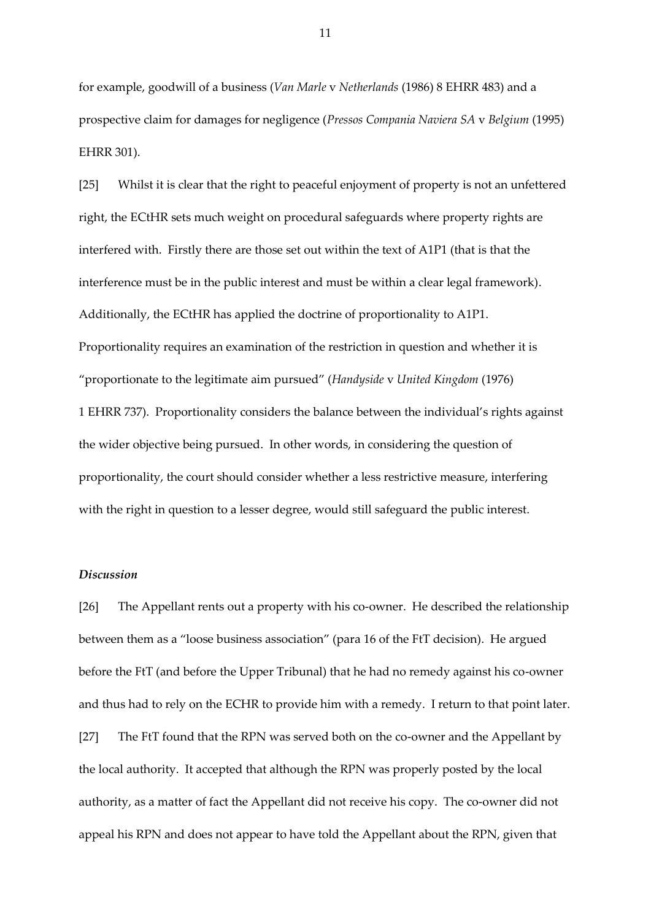for example, goodwill of a business (*Van Marle* v *Netherlands* (1986) 8 EHRR 483) and a prospective claim for damages for negligence (*Pressos Compania Naviera SA* v *Belgium* (1995) EHRR 301).

[25] Whilst it is clear that the right to peaceful enjoyment of property is not an unfettered right, the ECtHR sets much weight on procedural safeguards where property rights are interfered with. Firstly there are those set out within the text of A1P1 (that is that the interference must be in the public interest and must be within a clear legal framework). Additionally, the ECtHR has applied the doctrine of proportionality to A1P1. Proportionality requires an examination of the restriction in question and whether it is "proportionate to the legitimate aim pursued" (*Handyside* v *United Kingdom* (1976) 1 EHRR 737). Proportionality considers the balance between the individual's rights against the wider objective being pursued. In other words, in considering the question of proportionality, the court should consider whether a less restrictive measure, interfering with the right in question to a lesser degree, would still safeguard the public interest.

### *Discussion*

[26] The Appellant rents out a property with his co-owner. He described the relationship between them as a "loose business association" (para 16 of the FtT decision). He argued before the FtT (and before the Upper Tribunal) that he had no remedy against his co-owner and thus had to rely on the ECHR to provide him with a remedy. I return to that point later.

[27] The FtT found that the RPN was served both on the co-owner and the Appellant by the local authority. It accepted that although the RPN was properly posted by the local authority, as a matter of fact the Appellant did not receive his copy. The co-owner did not appeal his RPN and does not appear to have told the Appellant about the RPN, given that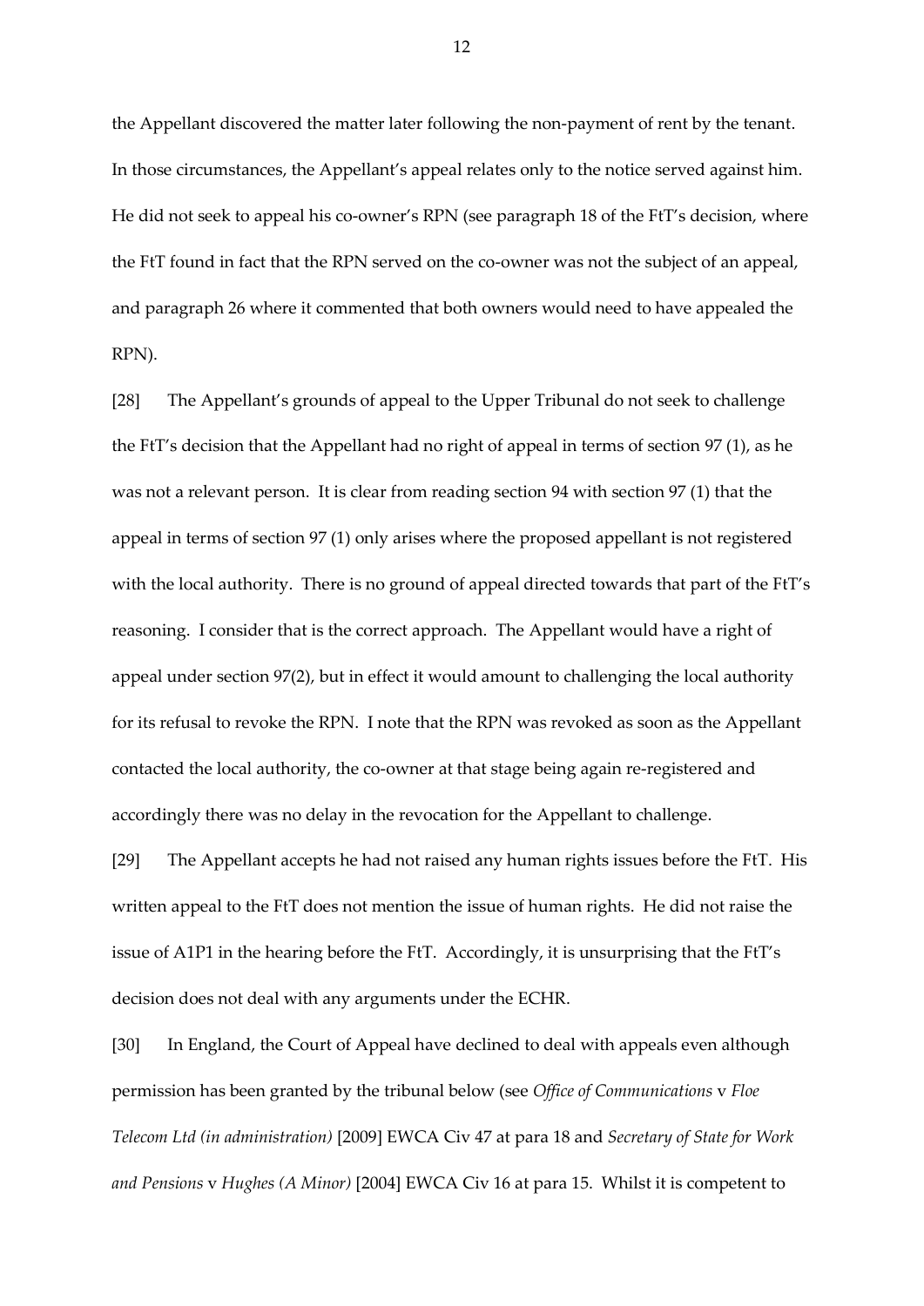the Appellant discovered the matter later following the non-payment of rent by the tenant. In those circumstances, the Appellant's appeal relates only to the notice served against him. He did not seek to appeal his co-owner's RPN (see paragraph 18 of the FtT's decision, where the FtT found in fact that the RPN served on the co-owner was not the subject of an appeal, and paragraph 26 where it commented that both owners would need to have appealed the RPN).

[28] The Appellant's grounds of appeal to the Upper Tribunal do not seek to challenge the FtT's decision that the Appellant had no right of appeal in terms of section 97 (1), as he was not a relevant person. It is clear from reading section 94 with section 97 (1) that the appeal in terms of section 97 (1) only arises where the proposed appellant is not registered with the local authority. There is no ground of appeal directed towards that part of the FtT's reasoning. I consider that is the correct approach. The Appellant would have a right of appeal under section 97(2), but in effect it would amount to challenging the local authority for its refusal to revoke the RPN. I note that the RPN was revoked as soon as the Appellant contacted the local authority, the co-owner at that stage being again re-registered and accordingly there was no delay in the revocation for the Appellant to challenge.

[29] The Appellant accepts he had not raised any human rights issues before the FtT. His written appeal to the FtT does not mention the issue of human rights. He did not raise the issue of A1P1 in the hearing before the FtT. Accordingly, it is unsurprising that the FtT's decision does not deal with any arguments under the ECHR.

[30] In England, the Court of Appeal have declined to deal with appeals even although permission has been granted by the tribunal below (see *Office of Communications* v *Floe Telecom Ltd (in administration)* [2009] EWCA Civ 47 at para 18 and *Secretary of State for Work and Pensions* v *Hughes (A Minor)* [2004] EWCA Civ 16 at para 15. Whilst it is competent to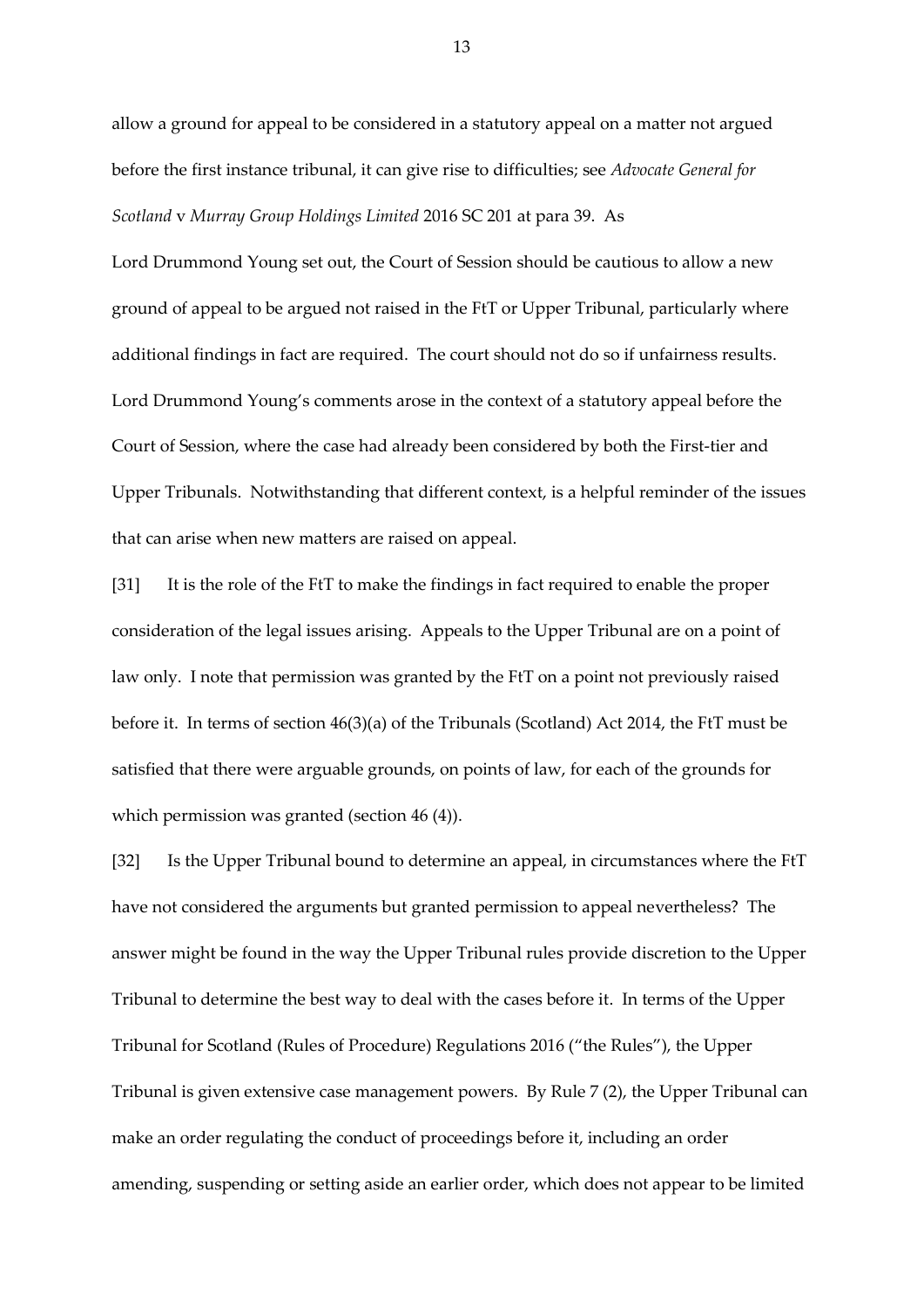allow a ground for appeal to be considered in a statutory appeal on a matter not argued before the first instance tribunal, it can give rise to difficulties; see *Advocate General for Scotland* v *Murray Group Holdings Limited* 2016 SC 201 at para 39. As Lord Drummond Young set out, the Court of Session should be cautious to allow a new ground of appeal to be argued not raised in the FtT or Upper Tribunal, particularly where additional findings in fact are required. The court should not do so if unfairness results. Lord Drummond Young's comments arose in the context of a statutory appeal before the Court of Session, where the case had already been considered by both the First-tier and Upper Tribunals. Notwithstanding that different context, is a helpful reminder of the issues that can arise when new matters are raised on appeal.

[31] It is the role of the FtT to make the findings in fact required to enable the proper consideration of the legal issues arising. Appeals to the Upper Tribunal are on a point of law only. I note that permission was granted by the FtT on a point not previously raised before it. In terms of section 46(3)(a) of the Tribunals (Scotland) Act 2014, the FtT must be satisfied that there were arguable grounds, on points of law, for each of the grounds for which permission was granted (section 46 (4)).

[32] Is the Upper Tribunal bound to determine an appeal, in circumstances where the FtT have not considered the arguments but granted permission to appeal nevertheless? The answer might be found in the way the Upper Tribunal rules provide discretion to the Upper Tribunal to determine the best way to deal with the cases before it. In terms of the Upper Tribunal for Scotland (Rules of Procedure) Regulations 2016 ("the Rules"), the Upper Tribunal is given extensive case management powers. By Rule 7 (2), the Upper Tribunal can make an order regulating the conduct of proceedings before it, including an order amending, suspending or setting aside an earlier order, which does not appear to be limited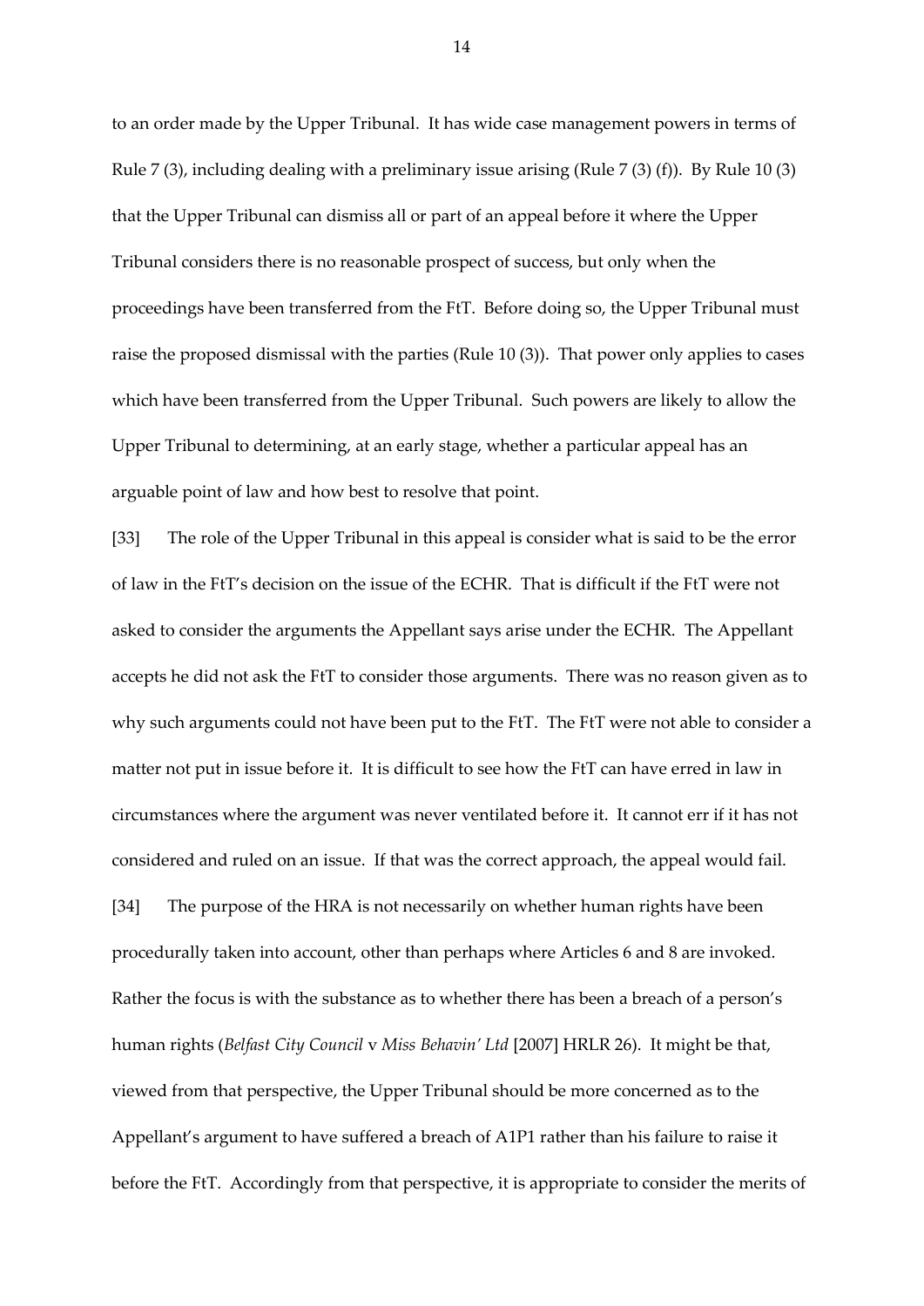to an order made by the Upper Tribunal. It has wide case management powers in terms of Rule 7 (3), including dealing with a preliminary issue arising (Rule 7 (3) (f)). By Rule 10 (3) that the Upper Tribunal can dismiss all or part of an appeal before it where the Upper Tribunal considers there is no reasonable prospect of success, but only when the proceedings have been transferred from the FtT. Before doing so, the Upper Tribunal must raise the proposed dismissal with the parties (Rule 10 (3)). That power only applies to cases which have been transferred from the Upper Tribunal. Such powers are likely to allow the Upper Tribunal to determining, at an early stage, whether a particular appeal has an arguable point of law and how best to resolve that point.

[33] The role of the Upper Tribunal in this appeal is consider what is said to be the error of law in the FtT's decision on the issue of the ECHR. That is difficult if the FtT were not asked to consider the arguments the Appellant says arise under the ECHR. The Appellant accepts he did not ask the FtT to consider those arguments. There was no reason given as to why such arguments could not have been put to the FtT. The FtT were not able to consider a matter not put in issue before it. It is difficult to see how the FtT can have erred in law in circumstances where the argument was never ventilated before it. It cannot err if it has not considered and ruled on an issue. If that was the correct approach, the appeal would fail.

[34] The purpose of the HRA is not necessarily on whether human rights have been procedurally taken into account, other than perhaps where Articles 6 and 8 are invoked. Rather the focus is with the substance as to whether there has been a breach of a person's human rights (*Belfast City Council* v *Miss Behavin' Ltd* [2007] HRLR 26). It might be that, viewed from that perspective, the Upper Tribunal should be more concerned as to the Appellant's argument to have suffered a breach of A1P1 rather than his failure to raise it before the FtT. Accordingly from that perspective, it is appropriate to consider the merits of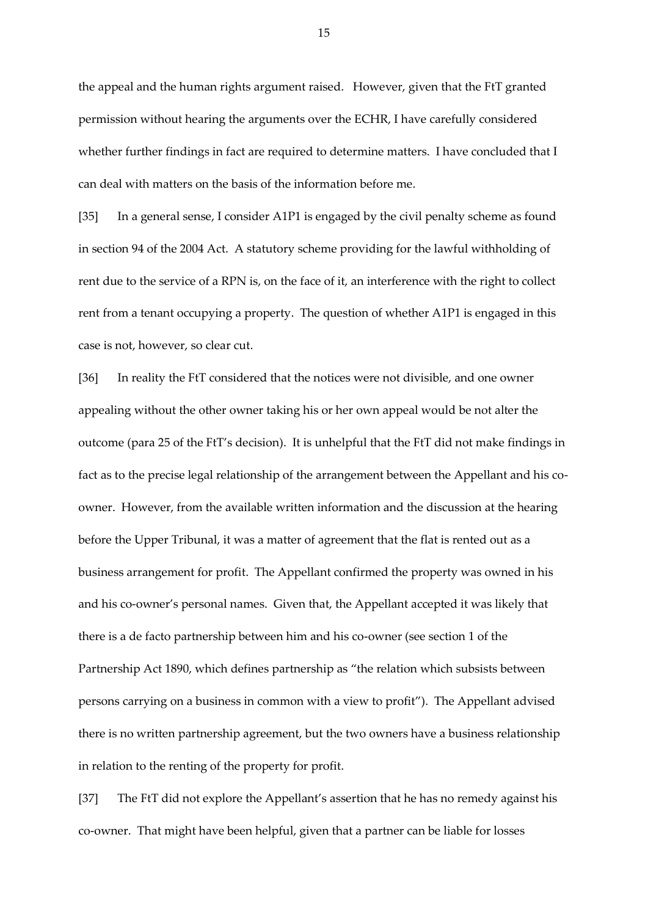the appeal and the human rights argument raised. However, given that the FtT granted permission without hearing the arguments over the ECHR, I have carefully considered whether further findings in fact are required to determine matters. I have concluded that I can deal with matters on the basis of the information before me.

[35] In a general sense, I consider A1P1 is engaged by the civil penalty scheme as found in section 94 of the 2004 Act. A statutory scheme providing for the lawful withholding of rent due to the service of a RPN is, on the face of it, an interference with the right to collect rent from a tenant occupying a property. The question of whether A1P1 is engaged in this case is not, however, so clear cut.

[36] In reality the FtT considered that the notices were not divisible, and one owner appealing without the other owner taking his or her own appeal would be not alter the outcome (para 25 of the FtT's decision). It is unhelpful that the FtT did not make findings in fact as to the precise legal relationship of the arrangement between the Appellant and his co-owner. However, from the available written information and the discussion at the hearing before the Upper Tribunal, it was a matter of agreement that the flat is rented out as a business arrangement for profit. The Appellant confirmed the property was owned in his and his co-owner's personal names. Given that, the Appellant accepted it was likely that there is a de facto partnership between him and his co-owner (see section 1 of the Partnership Act 1890, which defines partnership as "the relation which subsists between persons carrying on a business in common with a view to profit"). The Appellant advised there is no written partnership agreement, but the two owners have a business relationship in relation to the renting of the property for profit.

[37] The FtT did not explore the Appellant's assertion that he has no remedy against his co-owner. That might have been helpful, given that a partner can be liable for losses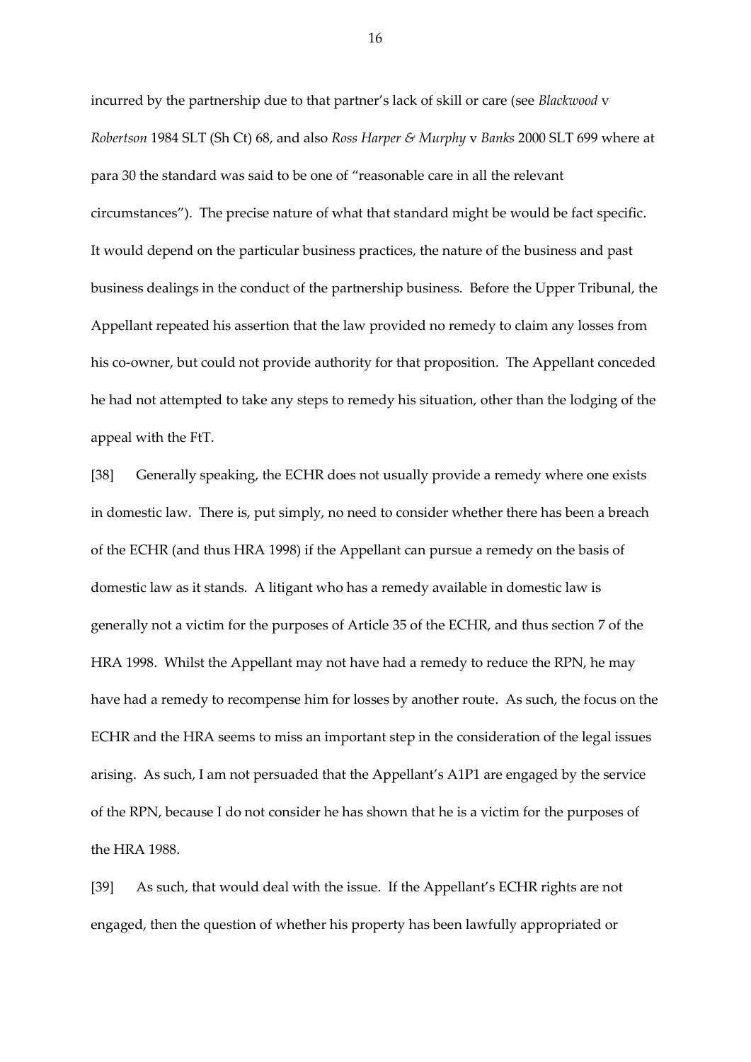incurred by the partnership due to that partner's lack of skill or care (see *Blackwood* v *Robertson* 1984 SLT (Sh Ct) 68, and also *Ross Harper & Murphy* v *Banks* 2000 SLT 699 where at para 30 the standard was said to be one of "reasonable care in all the relevant circumstances"). The precise nature of what that standard might be would be fact specific. It would depend on the particular business practices, the nature of the business and past business dealings in the conduct of the partnership business. Before the Upper Tribunal, the Appellant repeated his assertion that the law provided no remedy to claim any losses from his co-owner, but could not provide authority for that proposition. The Appellant conceded he had not attempted to take any steps to remedy his situation, other than the lodging of the appeal with the FtT.

[38] Generally speaking, the ECHR does not usually provide a remedy where one exists in domestic law. There is, put simply, no need to consider whether there has been a breach of the ECHR (and thus HRA 1998) if the Appellant can pursue a remedy on the basis of domestic law as it stands. A litigant who has a remedy available in domestic law is generally not a victim for the purposes of Article 35 of the ECHR, and thus section 7 of the HRA 1998. Whilst the Appellant may not have had a remedy to reduce the RPN, he may have had a remedy to recompense him for losses by another route. As such, the focus on the ECHR and the HRA seems to miss an important step in the consideration of the legal issues arising. As such, I am not persuaded that the Appellant's A1P1 are engaged by the service of the RPN, because I do not consider he has shown that he is a victim for the purposes of the HRA 1988.

[39] As such, that would deal with the issue. If the Appellant's ECHR rights are not engaged, then the question of whether his property has been lawfully appropriated or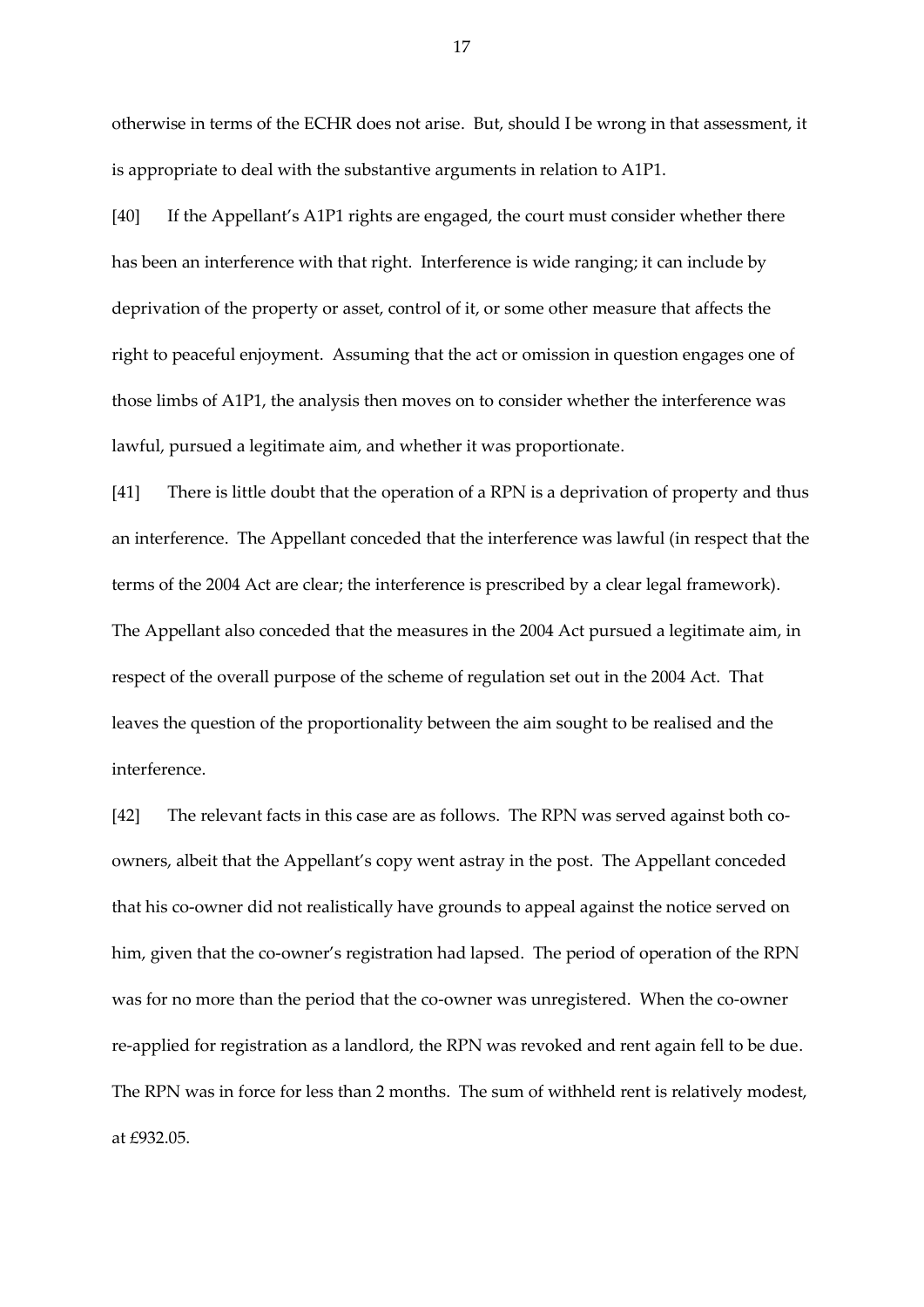otherwise in terms of the ECHR does not arise. But, should I be wrong in that assessment, it is appropriate to deal with the substantive arguments in relation to A1P1.

[40] If the Appellant's A1P1 rights are engaged, the court must consider whether there has been an interference with that right. Interference is wide ranging; it can include by deprivation of the property or asset, control of it, or some other measure that affects the right to peaceful enjoyment. Assuming that the act or omission in question engages one of those limbs of A1P1, the analysis then moves on to consider whether the interference was lawful, pursued a legitimate aim, and whether it was proportionate.

[41] There is little doubt that the operation of a RPN is a deprivation of property and thus an interference. The Appellant conceded that the interference was lawful (in respect that the terms of the 2004 Act are clear; the interference is prescribed by a clear legal framework). The Appellant also conceded that the measures in the 2004 Act pursued a legitimate aim, in respect of the overall purpose of the scheme of regulation set out in the 2004 Act. That leaves the question of the proportionality between the aim sought to be realised and the interference.

[42] The relevant facts in this case are as follows. The RPN was served against both co-owners, albeit that the Appellant's copy went astray in the post. The Appellant conceded that his co-owner did not realistically have grounds to appeal against the notice served on him, given that the co-owner's registration had lapsed. The period of operation of the RPN was for no more than the period that the co-owner was unregistered. When the co-owner re-applied for registration as a landlord, the RPN was revoked and rent again fell to be due. The RPN was in force for less than 2 months. The sum of withheld rent is relatively modest, at £932.05.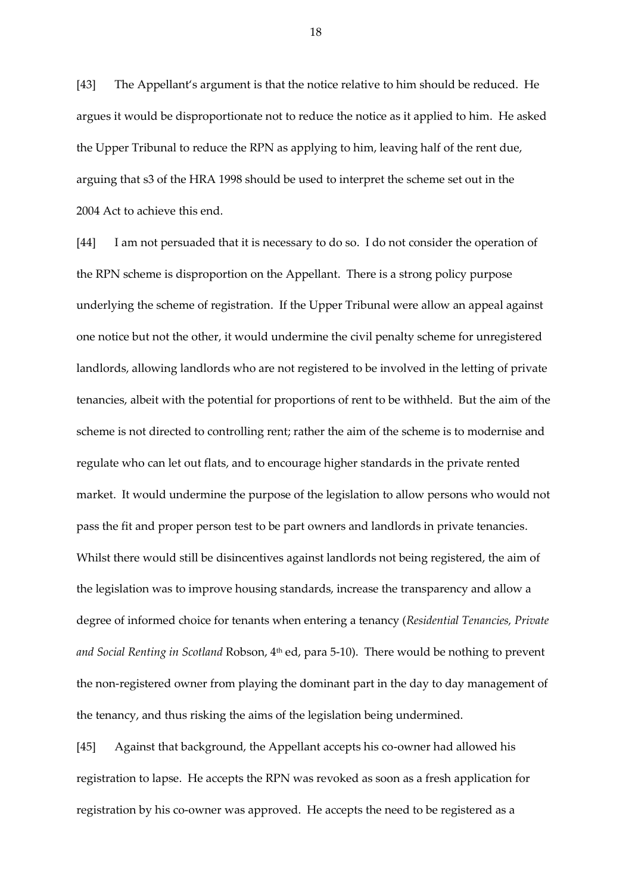[43] The Appellant's argument is that the notice relative to him should be reduced. He argues it would be disproportionate not to reduce the notice as it applied to him. He asked the Upper Tribunal to reduce the RPN as applying to him, leaving half of the rent due, arguing that s3 of the HRA 1998 should be used to interpret the scheme set out in the 2004 Act to achieve this end.

[44] I am not persuaded that it is necessary to do so. I do not consider the operation of the RPN scheme is disproportion on the Appellant. There is a strong policy purpose underlying the scheme of registration. If the Upper Tribunal were allow an appeal against one notice but not the other, it would undermine the civil penalty scheme for unregistered landlords, allowing landlords who are not registered to be involved in the letting of private tenancies, albeit with the potential for proportions of rent to be withheld. But the aim of the scheme is not directed to controlling rent; rather the aim of the scheme is to modernise and regulate who can let out flats, and to encourage higher standards in the private rented market. It would undermine the purpose of the legislation to allow persons who would not pass the fit and proper person test to be part owners and landlords in private tenancies. Whilst there would still be disincentives against landlords not being registered, the aim of the legislation was to improve housing standards, increase the transparency and allow a degree of informed choice for tenants when entering a tenancy (*Residential Tenancies, Private and Social Renting in Scotland* Robson, 4th ed, para 5-10). There would be nothing to prevent the non-registered owner from playing the dominant part in the day to day management of the tenancy, and thus risking the aims of the legislation being undermined.

[45] Against that background, the Appellant accepts his co-owner had allowed his registration to lapse. He accepts the RPN was revoked as soon as a fresh application for registration by his co-owner was approved. He accepts the need to be registered as a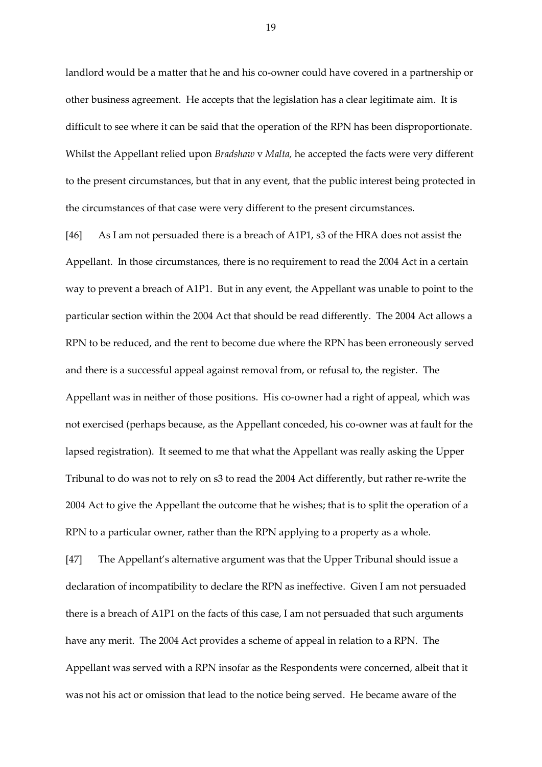landlord would be a matter that he and his co-owner could have covered in a partnership or other business agreement. He accepts that the legislation has a clear legitimate aim. It is difficult to see where it can be said that the operation of the RPN has been disproportionate. Whilst the Appellant relied upon *Bradshaw* v *Malta,* he accepted the facts were very different to the present circumstances, but that in any event, that the public interest being protected in the circumstances of that case were very different to the present circumstances.

[46] As I am not persuaded there is a breach of A1P1, s3 of the HRA does not assist the Appellant. In those circumstances, there is no requirement to read the 2004 Act in a certain way to prevent a breach of A1P1. But in any event, the Appellant was unable to point to the particular section within the 2004 Act that should be read differently. The 2004 Act allows a RPN to be reduced, and the rent to become due where the RPN has been erroneously served and there is a successful appeal against removal from, or refusal to, the register. The Appellant was in neither of those positions. His co-owner had a right of appeal, which was not exercised (perhaps because, as the Appellant conceded, his co-owner was at fault for the lapsed registration). It seemed to me that what the Appellant was really asking the Upper Tribunal to do was not to rely on s3 to read the 2004 Act differently, but rather re-write the 2004 Act to give the Appellant the outcome that he wishes; that is to split the operation of a RPN to a particular owner, rather than the RPN applying to a property as a whole.

[47] The Appellant's alternative argument was that the Upper Tribunal should issue a declaration of incompatibility to declare the RPN as ineffective. Given I am not persuaded there is a breach of A1P1 on the facts of this case, I am not persuaded that such arguments have any merit. The 2004 Act provides a scheme of appeal in relation to a RPN. The Appellant was served with a RPN insofar as the Respondents were concerned, albeit that it was not his act or omission that lead to the notice being served. He became aware of the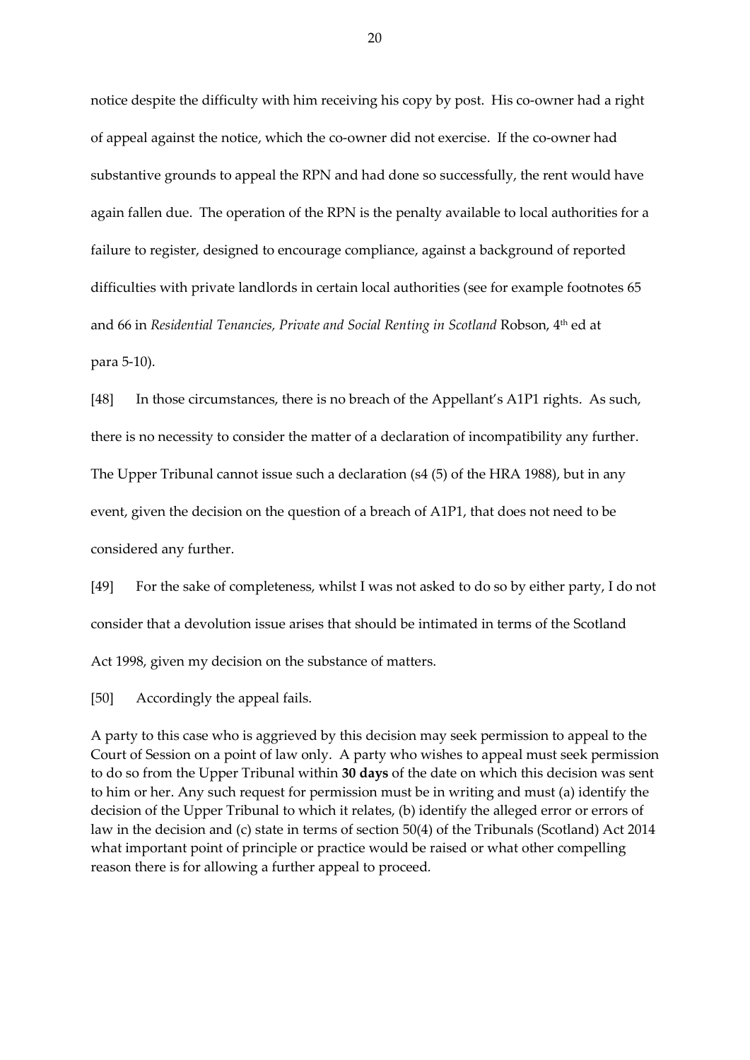notice despite the difficulty with him receiving his copy by post. His co-owner had a right of appeal against the notice, which the co-owner did not exercise. If the co-owner had substantive grounds to appeal the RPN and had done so successfully, the rent would have again fallen due. The operation of the RPN is the penalty available to local authorities for a failure to register, designed to encourage compliance, against a background of reported difficulties with private landlords in certain local authorities (see for example footnotes 65 and 66 in *Residential Tenancies, Private and Social Renting in Scotland* Robson, 4th ed at para 5-10).

[48] In those circumstances, there is no breach of the Appellant's A1P1 rights. As such, there is no necessity to consider the matter of a declaration of incompatibility any further. The Upper Tribunal cannot issue such a declaration (s4 (5) of the HRA 1988), but in any event, given the decision on the question of a breach of A1P1, that does not need to be considered any further.

[49] For the sake of completeness, whilst I was not asked to do so by either party, I do not consider that a devolution issue arises that should be intimated in terms of the Scotland Act 1998, given my decision on the substance of matters.

[50] Accordingly the appeal fails.

A party to this case who is aggrieved by this decision may seek permission to appeal to the Court of Session on a point of law only. A party who wishes to appeal must seek permission to do so from the Upper Tribunal within **30 days** of the date on which this decision was sent to him or her. Any such request for permission must be in writing and must (a) identify the decision of the Upper Tribunal to which it relates, (b) identify the alleged error or errors of law in the decision and (c) state in terms of section 50(4) of the Tribunals (Scotland) Act 2014 what important point of principle or practice would be raised or what other compelling reason there is for allowing a further appeal to proceed.